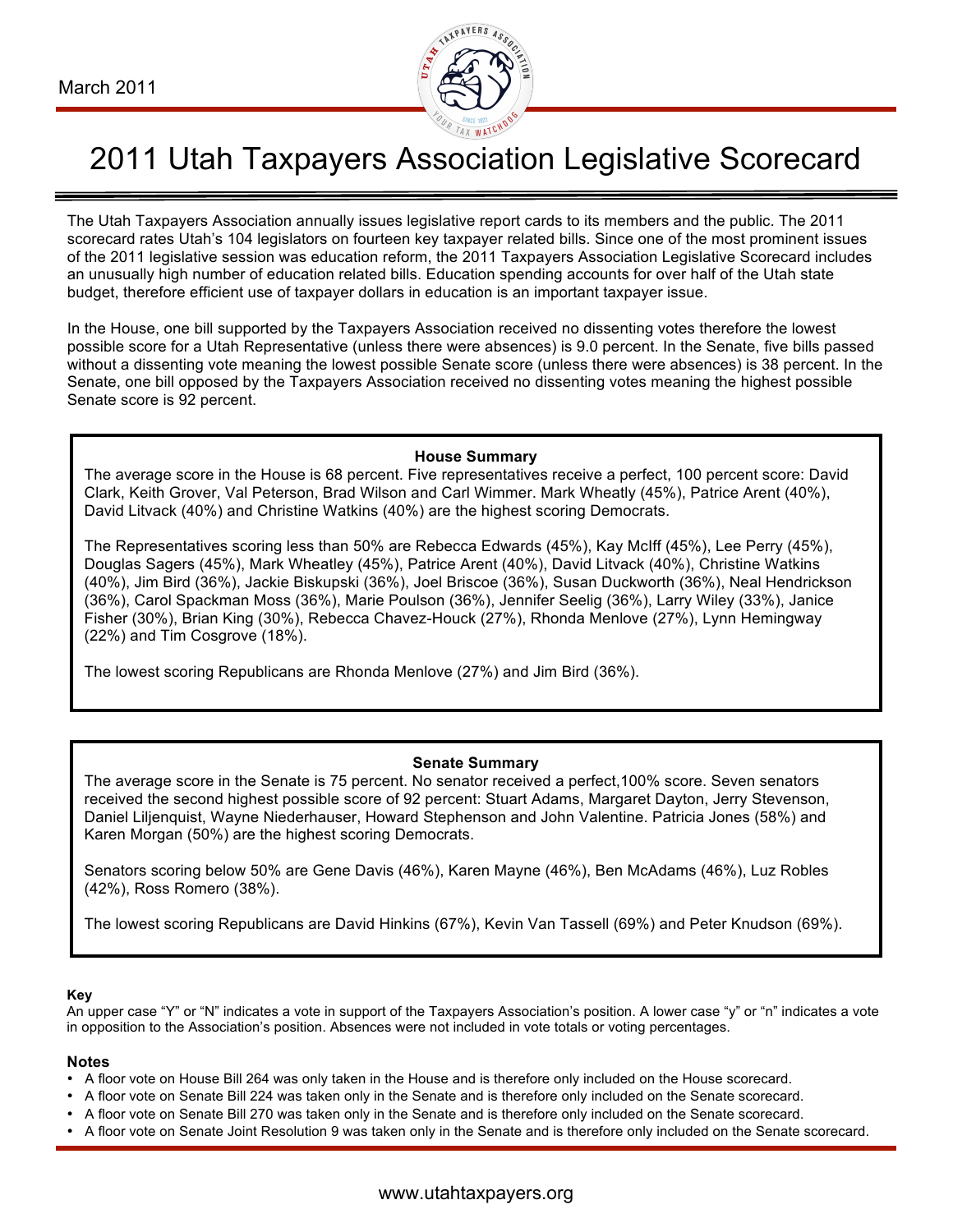March 2011

# 2011 Utah Taxpayers Association Legislative Scorecard

The Utah Taxpayers Association annually issues legislative report cards to its members and the public. The 2011 scorecard rates Utah's 104 legislators on fourteen key taxpayer related bills. Since one of the most prominent issues of the 2011 legislative session was education reform, the 2011 Taxpayers Association Legislative Scorecard includes an unusually high number of education related bills. Education spending accounts for over half of the Utah state budget, therefore efficient use of taxpayer dollars in education is an important taxpayer issue.

In the House, one bill supported by the Taxpayers Association received no dissenting votes therefore the lowest possible score for a Utah Representative (unless there were absences) is 9.0 percent. In the Senate, five bills passed without a dissenting vote meaning the lowest possible Senate score (unless there were absences) is 38 percent. In the Senate, one bill opposed by the Taxpayers Association received no dissenting votes meaning the highest possible Senate score is 92 percent.

### House Summary

The average score in the House is 68 percent. Five representatives receive a perfect, 100 percent score: David Clark, Keith Grover, Val Peterson, Brad Wilson and Carl Wimmer. Mark Wheatly (45%), Patrice Arent (40%), David Litvack (40%) and Christine Watkins (40%) are the highest scoring Democrats.

The Representatives scoring less than 50% are Rebecca Edwards (45%), Kay McIff (45%), Lee Perry (45%), Douglas Sagers (45%), Mark Wheatley (45%), Patrice Arent (40%), David Litvack (40%), Christine Watkins (40%), Jim Bird (36%), Jackie Biskupski (36%), Joel Briscoe (36%), Susan Duckworth (36%), Neal Hendrickson (36%), Carol Spackman Moss (36%), Marie Poulson (36%), Jennifer Seelig (36%), Larry Wiley (33%), Janice Fisher (30%), Brian King (30%), Rebecca Chavez-Houck (27%), Rhonda Menlove (27%), Lynn Hemingway (22%) and Tim Cosgrove (18%).

The lowest scoring Republicans are Rhonda Menlove (27%) and Jim Bird (36%).

### Senate Summary

The average score in the Senate is 75 percent. No senator received a perfect,100% score. Seven senators received the second highest possible score of 92 percent: Stuart Adams, Margaret Dayton, Jerry Stevenson, Daniel Liljenquist, Wayne Niederhauser, Howard Stephenson and John Valentine. Patricia Jones (58%) and Karen Morgan (50%) are the highest scoring Democrats.

Senators scoring below 50% are Gene Davis (46%), Karen Mayne (46%), Ben McAdams (46%), Luz Robles (42%), Ross Romero (38%).

The lowest scoring Republicans are David Hinkins (67%), Kevin Van Tassell (69%) and Peter Knudson (69%).

**Key**

An upper case "Y" or "N" indicates a vote in support of the Taxpayers Association's position. A lower case "y" or "n" indicates a vote in opposition to the Association's position. Absences were not included in vote totals or voting percentages.

**Notes**

- A floor vote on House Bill 264 was only taken in the House and is therefore only included on the House scorecard.
- A floor vote on Senate Bill 224 was taken only in the Senate and is therefore only included on the Senate scorecard.
- A floor vote on Senate Bill 270 was taken only in the Senate and is therefore only included on the Senate scorecard.
- A floor vote on Senate Joint Resolution 9 was taken only in the Senate and is therefore only included on the Senate scorecard.

www.utahtaxpayers.org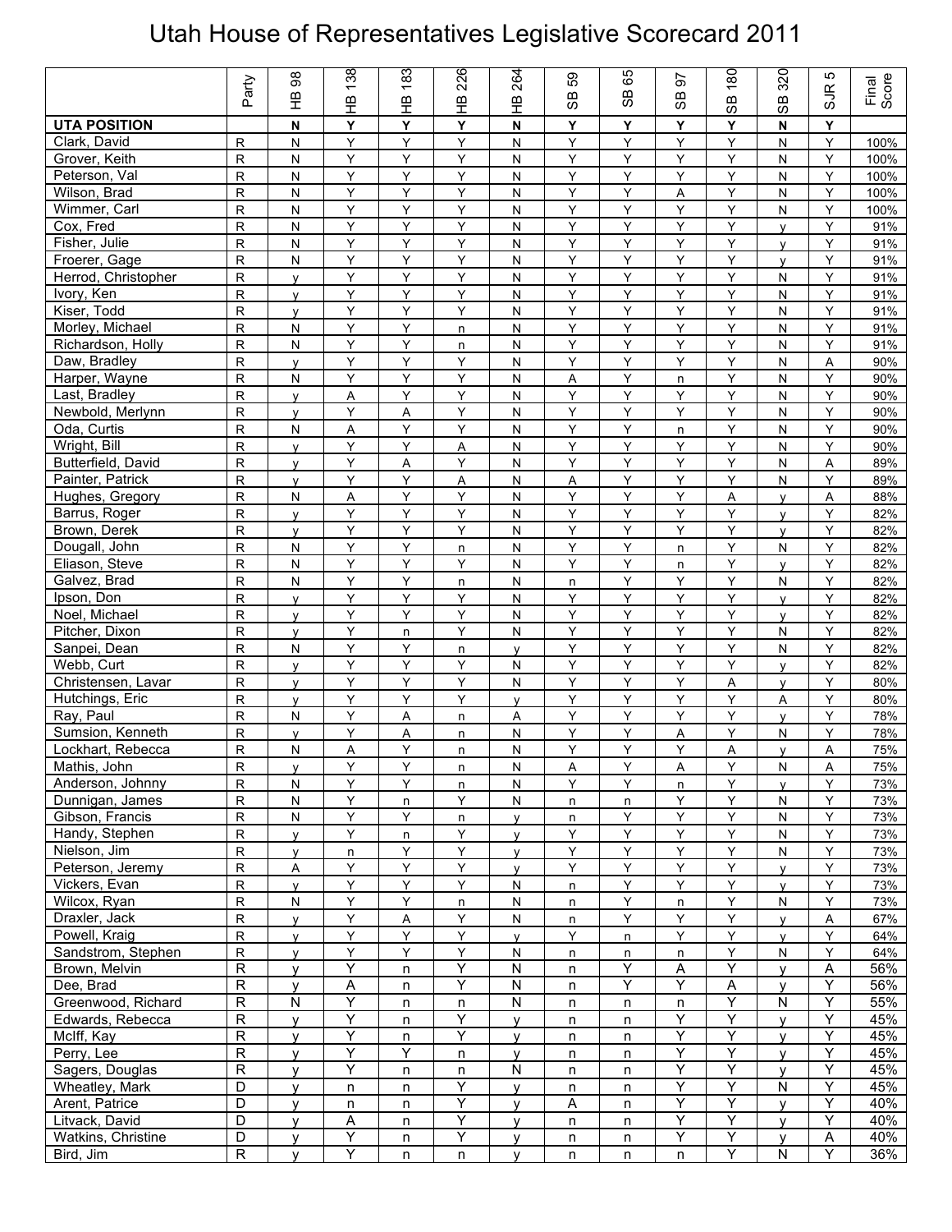# Utah House of Representatives Legislative Scorecard 2011

| | Party | HB 98 | HB 138 | HB 183 | HB 226 | HB 264 | SB 59 | SB 65 | SB 97 | SB 180 | SB 320 | SJR 5 | Final Score |
|---|---|---|---|---|---|---|---|---|---|---|---|---|---|
| **UTA POSITION** | | **N** | **Y** | **Y** | **Y** | **N** | **Y** | **Y** | **Y** | **Y** | **N** | **Y** | |
| Clark, David | R | N | Y | Y | Y | N | Y | Y | Y | Y | N | Y | 100% |
| Grover, Keith | R | N | Y | Y | Y | N | Y | Y | Y | Y | N | Y | 100% |
| Peterson, Val | R | N | Y | Y | Y | N | Y | Y | Y | Y | N | Y | 100% |
| Wilson, Brad | R | N | Y | Y | Y | N | Y | Y | A | Y | N | Y | 100% |
| Wimmer, Carl | R | N | Y | Y | Y | N | Y | Y | Y | Y | N | Y | 100% |
| Cox, Fred | R | N | Y | Y | Y | N | Y | Y | Y | Y | y | Y | 91% |
| Fisher, Julie | R | N | Y | Y | Y | N | Y | Y | Y | Y | y | Y | 91% |
| Froerer, Gage | R | N | Y | Y | Y | N | Y | Y | Y | Y | y | Y | 91% |
| Herrod, Christopher | R | y | Y | Y | Y | N | Y | Y | Y | Y | N | Y | 91% |
| Ivory, Ken | R | y | Y | Y | Y | N | Y | Y | Y | Y | N | Y | 91% |
| Kiser, Todd | R | y | Y | Y | Y | N | Y | Y | Y | Y | N | Y | 91% |
| Morley, Michael | R | N | Y | Y | n | N | Y | Y | Y | Y | N | Y | 91% |
| Richardson, Holly | R | N | Y | Y | n | N | Y | Y | Y | Y | N | Y | 91% |
| Daw, Bradley | R | y | Y | Y | Y | N | Y | Y | Y | Y | N | A | 90% |
| Harper, Wayne | R | N | Y | Y | Y | N | A | Y | n | Y | N | Y | 90% |
| Last, Bradley | R | y | A | Y | Y | N | Y | Y | Y | Y | N | Y | 90% |
| Newbold, Merlynn | R | y | Y | A | Y | N | Y | Y | Y | Y | N | Y | 90% |
| Oda, Curtis | R | N | A | Y | Y | N | Y | Y | n | Y | N | Y | 90% |
| Wright, Bill | R | y | Y | Y | A | N | Y | Y | Y | Y | N | Y | 90% |
| Butterfield, David | R | y | Y | A | Y | N | Y | Y | Y | Y | N | A | 89% |
| Painter, Patrick | R | y | Y | Y | A | N | A | Y | Y | Y | N | Y | 89% |
| Hughes, Gregory | R | N | A | Y | Y | N | Y | Y | Y | A | y | A | 88% |
| Barrus, Roger | R | y | Y | Y | Y | N | Y | Y | Y | Y | y | Y | 82% |
| Brown, Derek | R | y | Y | Y | Y | N | Y | Y | Y | Y | y | Y | 82% |
| Dougall, John | R | N | Y | Y | n | N | Y | Y | n | Y | N | Y | 82% |
| Eliason, Steve | R | N | Y | Y | Y | N | Y | Y | n | Y | y | Y | 82% |
| Galvez, Brad | R | N | Y | Y | n | N | n | Y | Y | Y | N | Y | 82% |
| Ipson, Don | R | y | Y | Y | Y | N | Y | Y | Y | Y | y | Y | 82% |
| Noel, Michael | R | y | Y | Y | Y | N | Y | Y | Y | Y | y | Y | 82% |
| Pitcher, Dixon | R | y | Y | n | Y | N | Y | Y | Y | Y | N | Y | 82% |
| Sanpei, Dean | R | N | Y | Y | n | y | Y | Y | Y | Y | N | Y | 82% |
| Webb, Curt | R | y | Y | Y | Y | N | Y | Y | Y | Y | y | Y | 82% |
| Christensen, Lavar | R | y | Y | Y | Y | N | Y | Y | Y | A | y | Y | 80% |
| Hutchings, Eric | R | y | Y | Y | Y | y | Y | Y | Y | Y | A | Y | 80% |
| Ray, Paul | R | N | Y | A | n | A | Y | Y | Y | Y | y | Y | 78% |
| Sumsion, Kenneth | R | y | Y | A | n | N | Y | Y | A | Y | N | Y | 78% |
| Lockhart, Rebecca | R | N | A | Y | n | N | Y | Y | Y | A | y | A | 75% |
| Mathis, John | R | y | Y | Y | n | N | A | Y | A | Y | N | A | 75% |
| Anderson, Johnny | R | N | Y | Y | n | N | Y | Y | n | Y | y | Y | 73% |
| Dunnigan, James | R | N | Y | n | Y | N | n | n | Y | Y | N | Y | 73% |
| Gibson, Francis | R | N | Y | Y | n | y | n | Y | Y | Y | N | Y | 73% |
| Handy, Stephen | R | y | Y | n | Y | y | Y | Y | Y | Y | N | Y | 73% |
| Nielson, Jim | R | y | n | Y | Y | y | Y | Y | Y | Y | N | Y | 73% |
| Peterson, Jeremy | R | A | Y | Y | Y | y | Y | Y | Y | Y | y | Y | 73% |
| Vickers, Evan | R | y | Y | Y | Y | N | n | Y | Y | Y | y | Y | 73% |
| Wilcox, Ryan | R | N | Y | Y | n | N | n | Y | n | Y | N | Y | 73% |
| Draxler, Jack | R | y | Y | A | Y | N | n | Y | Y | Y | y | A | 67% |
| Powell, Kraig | R | y | Y | Y | Y | y | Y | n | Y | Y | y | Y | 64% |
| Sandstrom, Stephen | R | y | Y | Y | Y | N | n | n | n | Y | N | Y | 64% |
| Brown, Melvin | R | y | Y | n | Y | N | n | Y | A | Y | y | A | 56% |
| Dee, Brad | R | y | A | n | Y | N | n | Y | Y | A | y | Y | 56% |
| Greenwood, Richard | R | N | Y | n | n | N | n | n | n | Y | N | Y | 55% |
| Edwards, Rebecca | R | y | Y | n | Y | y | n | n | Y | Y | y | Y | 45% |
| McIff, Kay | R | y | Y | n | Y | y | n | n | Y | Y | y | Y | 45% |
| Perry, Lee | R | y | Y | Y | n | y | n | n | Y | Y | y | Y | 45% |
| Sagers, Douglas | R | y | Y | n | n | N | n | n | Y | Y | y | Y | 45% |
| Wheatley, Mark | D | y | n | n | Y | y | n | n | Y | Y | N | Y | 45% |
| Arent, Patrice | D | y | n | n | Y | y | A | n | Y | Y | y | Y | 40% |
| Litvack, David | D | y | A | n | Y | y | n | n | Y | Y | y | Y | 40% |
| Watkins, Christine | D | y | Y | n | Y | y | n | n | Y | Y | y | A | 40% |
| Bird, Jim | R | y | Y | n | n | y | n | n | n | Y | N | Y | 36% |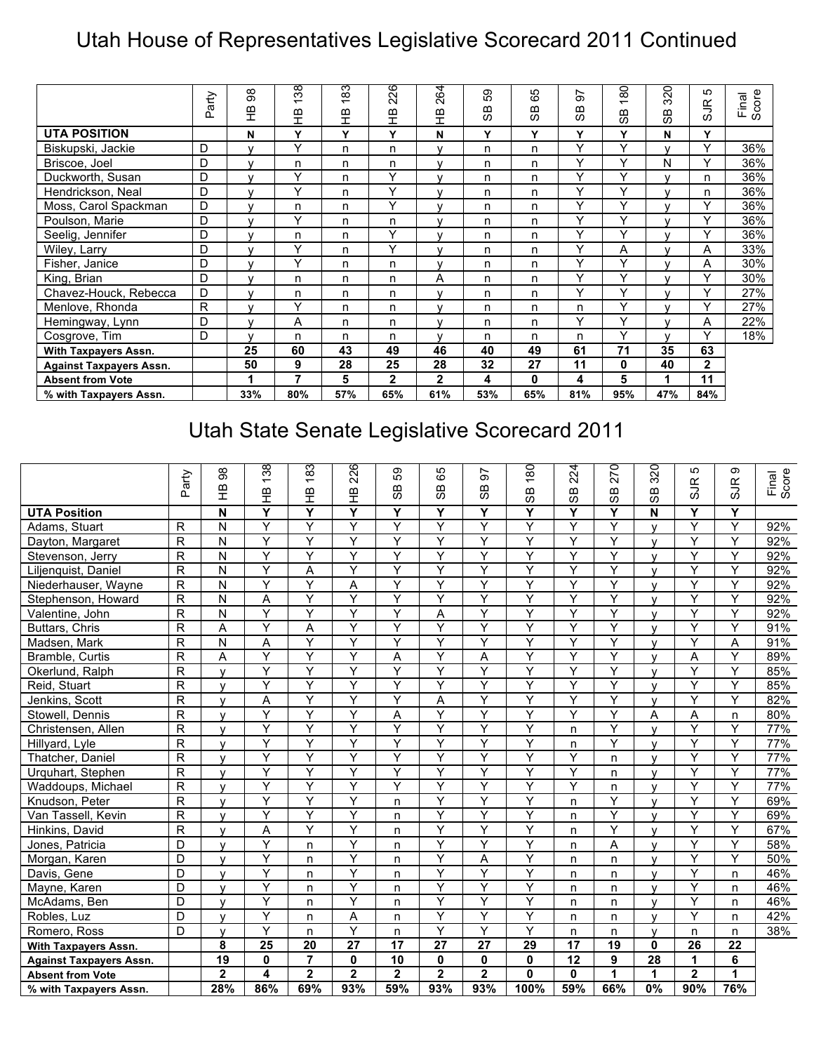# Utah House of Representatives Legislative Scorecard 2011 Continued

| | Party | HB 98 | HB 138 | HB 183 | HB 226 | HB 264 | SB 59 | SB 65 | SB 97 | SB 180 | SB 320 | SJR 5 | Final Score |
|---|---|---|---|---|---|---|---|---|---|---|---|---|---|
| **UTA POSITION** | | **N** | **Y** | **Y** | **Y** | **N** | **Y** | **Y** | **Y** | **Y** | **N** | **Y** | |
| Biskupski, Jackie | D | y | Y | n | n | y | n | n | Y | Y | y | Y | 36% |
| Briscoe, Joel | D | y | n | n | n | y | n | n | Y | Y | N | Y | 36% |
| Duckworth, Susan | D | y | Y | n | Y | y | n | n | Y | Y | y | n | 36% |
| Hendrickson, Neal | D | y | Y | n | Y | y | n | n | Y | Y | y | n | 36% |
| Moss, Carol Spackman | D | y | n | n | Y | y | n | n | Y | Y | y | Y | 36% |
| Poulson, Marie | D | y | Y | n | n | y | n | n | Y | Y | y | Y | 36% |
| Seelig, Jennifer | D | y | n | n | Y | y | n | n | Y | Y | y | Y | 36% |
| Wiley, Larry | D | y | Y | n | Y | y | n | n | Y | A | y | A | 33% |
| Fisher, Janice | D | y | Y | n | n | y | n | n | Y | Y | y | A | 30% |
| King, Brian | D | y | n | n | n | A | n | n | Y | Y | y | Y | 30% |
| Chavez-Houck, Rebecca | D | y | n | n | n | y | n | n | Y | Y | y | Y | 27% |
| Menlove, Rhonda | R | y | Y | n | n | y | n | n | n | Y | y | Y | 27% |
| Hemingway, Lynn | D | y | A | n | n | y | n | n | Y | Y | y | A | 22% |
| Cosgrove, Tim | D | y | n | n | n | y | n | n | n | Y | y | Y | 18% |
| **With Taxpayers Assn.** | | **25** | **60** | **43** | **49** | **46** | **40** | **49** | **61** | **71** | **35** | **63** | |
| **Against Taxpayers Assn.** | | **50** | **9** | **28** | **25** | **28** | **32** | **27** | **11** | **0** | **40** | **2** | |
| **Absent from Vote** | | **1** | **7** | **5** | **2** | **2** | **4** | **0** | **4** | **5** | **1** | **11** | |
| **% with Taxpayers Assn.** | | **33%** | **80%** | **57%** | **65%** | **61%** | **53%** | **65%** | **81%** | **95%** | **47%** | **84%** | |

# Utah State Senate Legislative Scorecard 2011

| | Party | HB 98 | HB 138 | HB 183 | HB 226 | SB 59 | SB 65 | SB 97 | SB 180 | SB 224 | SB 270 | SB 320 | SJR 5 | SJR 9 | Final Score |
|---|---|---|---|---|---|---|---|---|---|---|---|---|---|---|---|
| **UTA Position** | | **N** | **Y** | **Y** | **Y** | **Y** | **Y** | **Y** | **Y** | **Y** | **Y** | **N** | **Y** | **Y** | |
| Adams, Stuart | R | N | Y | Y | Y | Y | Y | Y | Y | Y | Y | y | Y | Y | 92% |
| Dayton, Margaret | R | N | Y | Y | Y | Y | Y | Y | Y | Y | Y | y | Y | Y | 92% |
| Stevenson, Jerry | R | N | Y | Y | Y | Y | Y | Y | Y | Y | Y | y | Y | Y | 92% |
| Liljenquist, Daniel | R | N | Y | A | Y | Y | Y | Y | Y | Y | Y | y | Y | Y | 92% |
| Niederhauser, Wayne | R | N | Y | Y | A | Y | Y | Y | Y | Y | Y | y | Y | Y | 92% |
| Stephenson, Howard | R | N | A | Y | Y | Y | Y | Y | Y | Y | Y | y | Y | Y | 92% |
| Valentine, John | R | N | Y | Y | Y | Y | A | Y | Y | Y | Y | y | Y | Y | 92% |
| Buttars, Chris | R | A | Y | A | Y | Y | Y | Y | Y | Y | Y | y | Y | Y | 91% |
| Madsen, Mark | R | N | A | Y | Y | Y | Y | Y | Y | Y | Y | y | Y | A | 91% |
| Bramble, Curtis | R | A | Y | Y | Y | A | Y | A | Y | Y | Y | y | A | Y | 89% |
| Okerlund, Ralph | R | y | Y | Y | Y | Y | Y | Y | Y | Y | Y | y | Y | Y | 85% |
| Reid, Stuart | R | y | Y | Y | Y | Y | Y | Y | Y | Y | Y | y | Y | Y | 85% |
| Jenkins, Scott | R | y | A | Y | Y | Y | A | Y | Y | Y | Y | y | Y | Y | 82% |
| Stowell, Dennis | R | y | Y | Y | Y | A | Y | Y | Y | Y | Y | A | A | n | 80% |
| Christensen, Allen | R | y | Y | Y | Y | Y | Y | Y | Y | n | Y | y | Y | Y | 77% |
| Hillyard, Lyle | R | y | Y | Y | Y | Y | Y | Y | Y | n | Y | y | Y | Y | 77% |
| Thatcher, Daniel | R | y | Y | Y | Y | Y | Y | Y | Y | Y | n | y | Y | Y | 77% |
| Urquhart, Stephen | R | y | Y | Y | Y | Y | Y | Y | Y | Y | n | y | Y | Y | 77% |
| Waddoups, Michael | R | y | Y | Y | Y | Y | Y | Y | Y | Y | n | y | Y | Y | 77% |
| Knudson, Peter | R | y | Y | Y | Y | n | Y | Y | Y | n | Y | y | Y | Y | 69% |
| Van Tassell, Kevin | R | y | Y | Y | Y | n | Y | Y | Y | n | Y | y | Y | Y | 69% |
| Hinkins, David | R | y | A | Y | Y | n | Y | Y | Y | n | Y | y | Y | Y | 67% |
| Jones, Patricia | D | y | Y | n | Y | n | Y | Y | Y | n | A | y | Y | Y | 58% |
| Morgan, Karen | D | y | Y | n | Y | n | Y | A | Y | n | n | y | Y | Y | 50% |
| Davis, Gene | D | y | Y | n | Y | n | Y | Y | Y | n | n | y | Y | n | 46% |
| Mayne, Karen | D | y | Y | n | Y | n | Y | Y | Y | n | n | y | Y | n | 46% |
| McAdams, Ben | D | y | Y | n | Y | n | Y | Y | Y | n | n | y | Y | n | 46% |
| Robles, Luz | D | y | Y | n | A | n | Y | Y | Y | n | n | y | Y | n | 42% |
| Romero, Ross | D | y | Y | n | Y | n | Y | Y | Y | n | n | y | n | n | 38% |
| **With Taxpayers Assn.** | | **8** | **25** | **20** | **27** | **17** | **27** | **27** | **29** | **17** | **19** | **0** | **26** | **22** | |
| **Against Taxpayers Assn.** | | **19** | **0** | **7** | **0** | **10** | **0** | **0** | **0** | **12** | **9** | **28** | **1** | **6** | |
| **Absent from Vote** | | **2** | **4** | **2** | **2** | **2** | **2** | **2** | **0** | **0** | **1** | **1** | **2** | **1** | |
| **% with Taxpayers Assn.** | | **28%** | **86%** | **69%** | **93%** | **59%** | **93%** | **93%** | **100%** | **59%** | **66%** | **0%** | **90%** | **76%** | |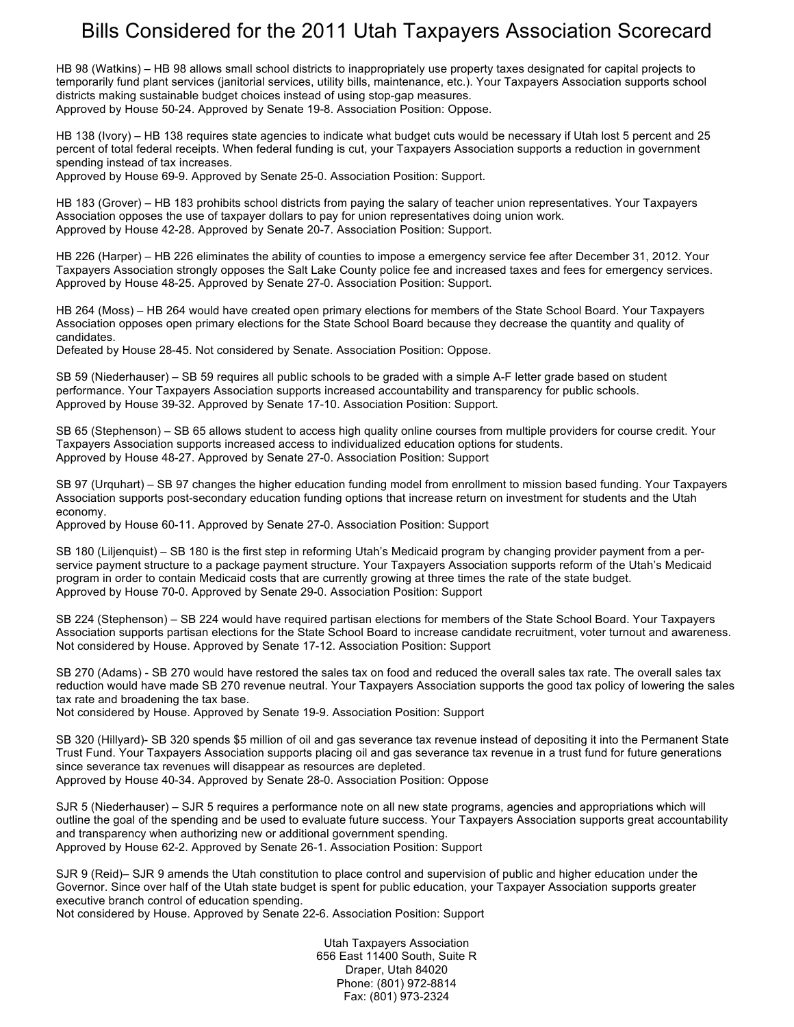# Bills Considered for the 2011 Utah Taxpayers Association Scorecard

HB 98 (Watkins) – HB 98 allows small school districts to inappropriately use property taxes designated for capital projects to temporarily fund plant services (janitorial services, utility bills, maintenance, etc.). Your Taxpayers Association supports school districts making sustainable budget choices instead of using stop-gap measures.
Approved by House 50-24. Approved by Senate 19-8. Association Position: Oppose.

HB 138 (Ivory) – HB 138 requires state agencies to indicate what budget cuts would be necessary if Utah lost 5 percent and 25 percent of total federal receipts. When federal funding is cut, your Taxpayers Association supports a reduction in government spending instead of tax increases.
Approved by House 69-9. Approved by Senate 25-0. Association Position: Support.

HB 183 (Grover) – HB 183 prohibits school districts from paying the salary of teacher union representatives. Your Taxpayers Association opposes the use of taxpayer dollars to pay for union representatives doing union work.
Approved by House 42-28. Approved by Senate 20-7. Association Position: Support.

HB 226 (Harper) – HB 226 eliminates the ability of counties to impose a emergency service fee after December 31, 2012. Your Taxpayers Association strongly opposes the Salt Lake County police fee and increased taxes and fees for emergency services.
Approved by House 48-25. Approved by Senate 27-0. Association Position: Support.

HB 264 (Moss) – HB 264 would have created open primary elections for members of the State School Board. Your Taxpayers Association opposes open primary elections for the State School Board because they decrease the quantity and quality of candidates.
Defeated by House 28-45. Not considered by Senate. Association Position: Oppose.

SB 59 (Niederhauser) – SB 59 requires all public schools to be graded with a simple A-F letter grade based on student performance. Your Taxpayers Association supports increased accountability and transparency for public schools.
Approved by House 39-32. Approved by Senate 17-10. Association Position: Support.

SB 65 (Stephenson) – SB 65 allows student to access high quality online courses from multiple providers for course credit. Your Taxpayers Association supports increased access to individualized education options for students.
Approved by House 48-27. Approved by Senate 27-0. Association Position: Support

SB 97 (Urquhart) – SB 97 changes the higher education funding model from enrollment to mission based funding. Your Taxpayers Association supports post-secondary education funding options that increase return on investment for students and the Utah economy.
Approved by House 60-11. Approved by Senate 27-0. Association Position: Support

SB 180 (Liljenquist) – SB 180 is the first step in reforming Utah's Medicaid program by changing provider payment from a per-service payment structure to a package payment structure. Your Taxpayers Association supports reform of the Utah's Medicaid program in order to contain Medicaid costs that are currently growing at three times the rate of the state budget.
Approved by House 70-0. Approved by Senate 29-0. Association Position: Support

SB 224 (Stephenson) – SB 224 would have required partisan elections for members of the State School Board. Your Taxpayers Association supports partisan elections for the State School Board to increase candidate recruitment, voter turnout and awareness.
Not considered by House. Approved by Senate 17-12. Association Position: Support

SB 270 (Adams) - SB 270 would have restored the sales tax on food and reduced the overall sales tax rate. The overall sales tax reduction would have made SB 270 revenue neutral. Your Taxpayers Association supports the good tax policy of lowering the sales tax rate and broadening the tax base.
Not considered by House. Approved by Senate 19-9. Association Position: Support

SB 320 (Hillyard)- SB 320 spends $5 million of oil and gas severance tax revenue instead of depositing it into the Permanent State Trust Fund. Your Taxpayers Association supports placing oil and gas severance tax revenue in a trust fund for future generations since severance tax revenues will disappear as resources are depleted.
Approved by House 40-34. Approved by Senate 28-0. Association Position: Oppose

SJR 5 (Niederhauser) – SJR 5 requires a performance note on all new state programs, agencies and appropriations which will outline the goal of the spending and be used to evaluate future success. Your Taxpayers Association supports great accountability and transparency when authorizing new or additional government spending.
Approved by House 62-2. Approved by Senate 26-1. Association Position: Support

SJR 9 (Reid)– SJR 9 amends the Utah constitution to place control and supervision of public and higher education under the Governor. Since over half of the Utah state budget is spent for public education, your Taxpayer Association supports greater executive branch control of education spending.
Not considered by House. Approved by Senate 22-6. Association Position: Support

Utah Taxpayers Association
656 East 11400 South, Suite R
Draper, Utah 84020
Phone: (801) 972-8814
Fax: (801) 973-2324